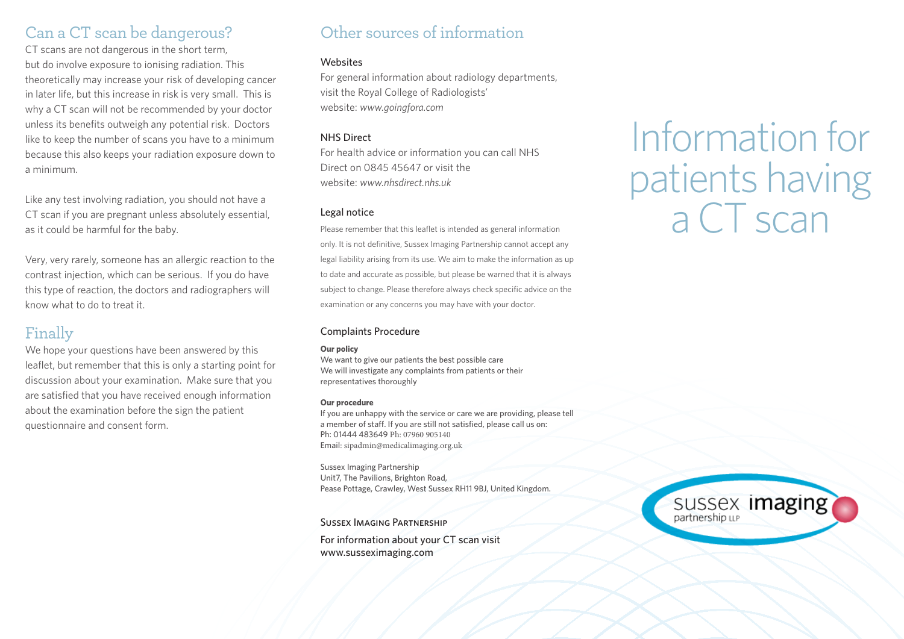## Can a CT scan be dangerous?

CT scans are not dangerous in the short term, but do involve exposure to ionising radiation. This theoretically may increase your risk of developing cancer in later life, but this increase in risk is very small. This is why a CT scan will not be recommended by your doctor unless its benefits outweigh any potential risk. Doctors like to keep the number of scans you have to a minimum because this also keeps your radiation exposure down to a minimum.

Like any test involving radiation, you should not have a CT scan if you are pregnant unless absolutely essential, as it could be harmful for the baby.

Very, very rarely, someone has an allergic reaction to the contrast injection, which can be serious. If you do have this type of reaction, the doctors and radiographers will know what to do to treat it.

## Finally

We hope your questions have been answered by this leaflet, but remember that this is only a starting point for discussion about your examination. Make sure that you are satisfied that you have received enough information about the examination before the sign the patient questionnaire and consent form.

## Other sources of information

### Websites

For general information about radiology departments, visit the Royal College of Radiologists' website: *www.goingfora.com*

### NHS Direct

For health advice or information you can call NHS Direct on 0845 45647 or visit the website: *www.nhsdirect.nhs.uk*

### Legal notice

Please remember that this leaflet is intended as general information only. It is not definitive, Sussex Imaging Partnership cannot accept any legal liability arising from its use. We aim to make the information as up to date and accurate as possible, but please be warned that it is always subject to change. Please therefore always check specific advice on the examination or any concerns you may have with your doctor.

### Complaints Procedure

**Our policy**

We want to give our patients the best possible care
We will investigate any complaints from patients or their representatives thoroughly

**Our procedure**

If you are unhappy with the service or care we are providing, please tell a member of staff. If you are still not satisfied, please call us on:
Ph: 01444 483649 Ph: 07960 905140
Email: sipadmin@medicalimaging.org.uk

Sussex Imaging Partnership
Unit7, The Pavilions, Brighton Road,
Pease Pottage, Crawley, West Sussex RH11 9BJ, United Kingdom.

SUSSEX IMAGING PARTNERSHIP

For information about your CT scan visit
www.susseximaging.com

# Information for patients having a CT scan

sussex imaging partnership LLP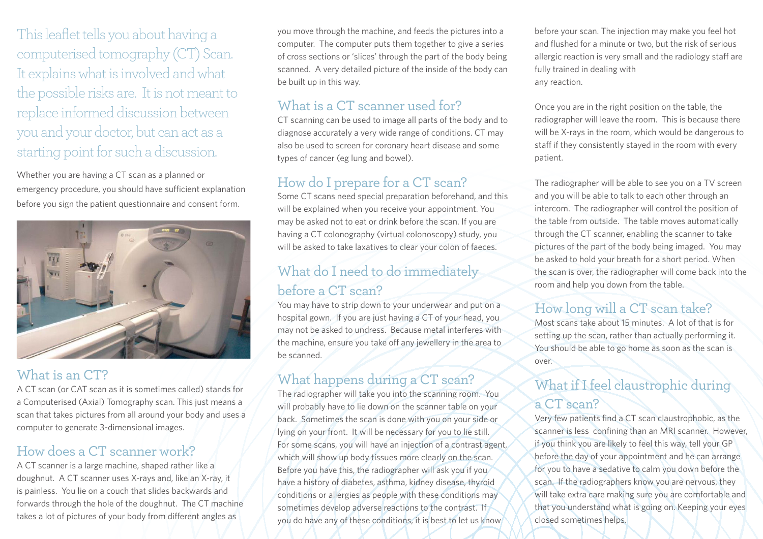This leaflet tells you about having a computerised tomography (CT) Scan. It explains what is involved and what the possible risks are. It is not meant to replace informed discussion between you and your doctor, but can act as a starting point for such a discussion.

Whether you are having a CT scan as a planned or emergency procedure, you should have sufficient explanation before you sign the patient questionnaire and consent form.

## What is an CT?

A CT scan (or CAT scan as it is sometimes called) stands for a Computerised (Axial) Tomography scan. This just means a scan that takes pictures from all around your body and uses a computer to generate 3-dimensional images.

## How does a CT scanner work?

A CT scanner is a large machine, shaped rather like a doughnut. A CT scanner uses X-rays and, like an X-ray, it is painless. You lie on a couch that slides backwards and forwards through the hole of the doughnut. The CT machine takes a lot of pictures of your body from different angles as you move through the machine, and feeds the pictures into a computer. The computer puts them together to give a series of cross sections or 'slices' through the part of the body being scanned. A very detailed picture of the inside of the body can be built up in this way.

## What is a CT scanner used for?

CT scanning can be used to image all parts of the body and to diagnose accurately a very wide range of conditions. CT may also be used to screen for coronary heart disease and some types of cancer (eg lung and bowel).

## How do I prepare for a CT scan?

Some CT scans need special preparation beforehand, and this will be explained when you receive your appointment. You may be asked not to eat or drink before the scan. If you are having a CT colonography (virtual colonoscopy) study, you will be asked to take laxatives to clear your colon of faeces.

## What do I need to do immediately before a CT scan?

You may have to strip down to your underwear and put on a hospital gown. If you are just having a CT of your head, you may not be asked to undress. Because metal interferes with the machine, ensure you take off any jewellery in the area to be scanned.

## What happens during a CT scan?

The radiographer will take you into the scanning room. You will probably have to lie down on the scanner table on your back. Sometimes the scan is done with you on your side or lying on your front. It will be necessary for you to lie still. For some scans, you will have an injection of a contrast agent, which will show up body tissues more clearly on the scan. Before you have this, the radiographer will ask you if you have a history of diabetes, asthma, kidney disease, thyroid conditions or allergies as people with these conditions may sometimes develop adverse reactions to the contrast. If you do have any of these conditions, it is best to let us know before your scan. The injection may make you feel hot and flushed for a minute or two, but the risk of serious allergic reaction is very small and the radiology staff are fully trained in dealing with any reaction.

Once you are in the right position on the table, the radiographer will leave the room. This is because there will be X-rays in the room, which would be dangerous to staff if they consistently stayed in the room with every patient.

The radiographer will be able to see you on a TV screen and you will be able to talk to each other through an intercom. The radiographer will control the position of the table from outside. The table moves automatically through the CT scanner, enabling the scanner to take pictures of the part of the body being imaged. You may be asked to hold your breath for a short period. When the scan is over, the radiographer will come back into the room and help you down from the table.

## How long will a CT scan take?

Most scans take about 15 minutes. A lot of that is for setting up the scan, rather than actually performing it. You should be able to go home as soon as the scan is over.

## What if I feel claustrophic during a CT scan?

Very few patients find a CT scan claustrophobic, as the scanner is less confining than an MRI scanner. However, if you think you are likely to feel this way, tell your GP before the day of your appointment and he can arrange for you to have a sedative to calm you down before the scan. If the radiographers know you are nervous, they will take extra care making sure you are comfortable and that you understand what is going on. Keeping your eyes closed sometimes helps.